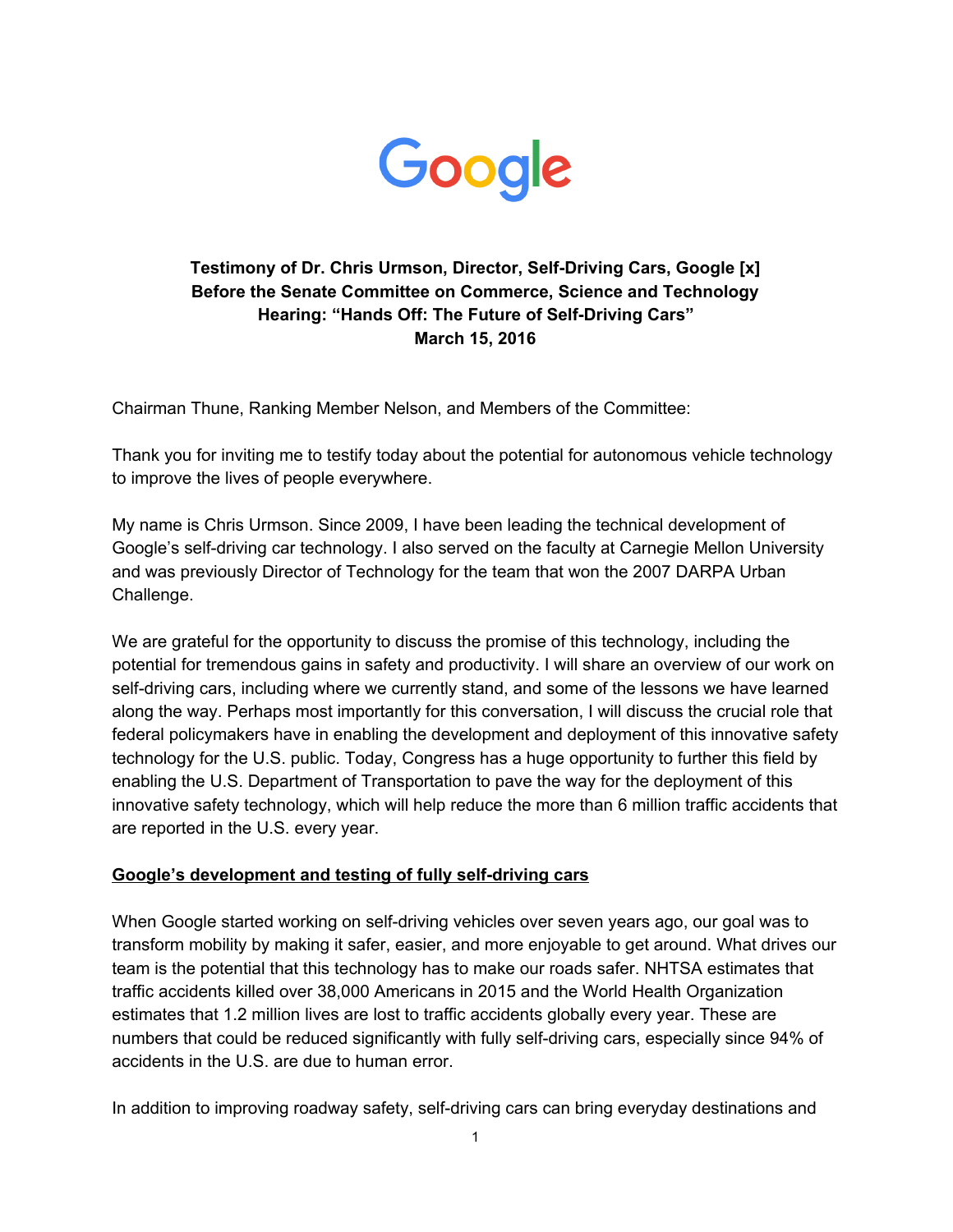**Testimony of Dr. Chris Urmson, Director, Self-Driving Cars, Google [x]**
**Before the Senate Committee on Commerce, Science and Technology**
**Hearing: "Hands Off: The Future of Self-Driving Cars"**
**March 15, 2016**

Chairman Thune, Ranking Member Nelson, and Members of the Committee:

Thank you for inviting me to testify today about the potential for autonomous vehicle technology to improve the lives of people everywhere.

My name is Chris Urmson. Since 2009, I have been leading the technical development of Google's self-driving car technology. I also served on the faculty at Carnegie Mellon University and was previously Director of Technology for the team that won the 2007 DARPA Urban Challenge.

We are grateful for the opportunity to discuss the promise of this technology, including the potential for tremendous gains in safety and productivity. I will share an overview of our work on self-driving cars, including where we currently stand, and some of the lessons we have learned along the way. Perhaps most importantly for this conversation, I will discuss the crucial role that federal policymakers have in enabling the development and deployment of this innovative safety technology for the U.S. public. Today, Congress has a huge opportunity to further this field by enabling the U.S. Department of Transportation to pave the way for the deployment of this innovative safety technology, which will help reduce the more than 6 million traffic accidents that are reported in the U.S. every year.

**<u>Google's development and testing of fully self-driving cars</u>**

When Google started working on self-driving vehicles over seven years ago, our goal was to transform mobility by making it safer, easier, and more enjoyable to get around. What drives our team is the potential that this technology has to make our roads safer. NHTSA estimates that traffic accidents killed over 38,000 Americans in 2015 and the World Health Organization estimates that 1.2 million lives are lost to traffic accidents globally every year. These are numbers that could be reduced significantly with fully self-driving cars, especially since 94% of accidents in the U.S. are due to human error.

In addition to improving roadway safety, self-driving cars can bring everyday destinations and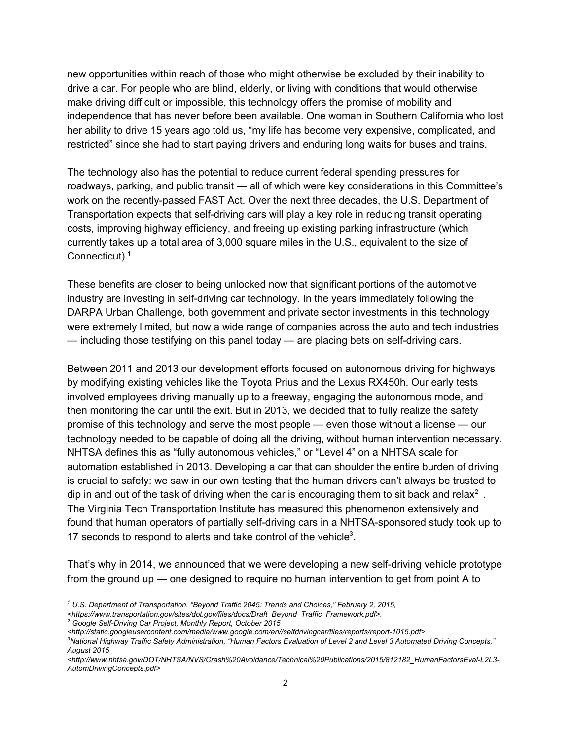new opportunities within reach of those who might otherwise be excluded by their inability to drive a car. For people who are blind, elderly, or living with conditions that would otherwise make driving difficult or impossible, this technology offers the promise of mobility and independence that has never before been available. One woman in Southern California who lost her ability to drive 15 years ago told us, "my life has become very expensive, complicated, and restricted" since she had to start paying drivers and enduring long waits for buses and trains.

The technology also has the potential to reduce current federal spending pressures for roadways, parking, and public transit — all of which were key considerations in this Committee's work on the recently-passed FAST Act. Over the next three decades, the U.S. Department of Transportation expects that self-driving cars will play a key role in reducing transit operating costs, improving highway efficiency, and freeing up existing parking infrastructure (which currently takes up a total area of 3,000 square miles in the U.S., equivalent to the size of Connecticut).[1]

These benefits are closer to being unlocked now that significant portions of the automotive industry are investing in self-driving car technology. In the years immediately following the DARPA Urban Challenge, both government and private sector investments in this technology were extremely limited, but now a wide range of companies across the auto and tech industries — including those testifying on this panel today — are placing bets on self-driving cars.

Between 2011 and 2013 our development efforts focused on autonomous driving for highways by modifying existing vehicles like the Toyota Prius and the Lexus RX450h. Our early tests involved employees driving manually up to a freeway, engaging the autonomous mode, and then monitoring the car until the exit. But in 2013, we decided that to fully realize the safety promise of this technology and serve the most people — even those without a license — our technology needed to be capable of doing all the driving, without human intervention necessary. NHTSA defines this as "fully autonomous vehicles," or "Level 4" on a NHTSA scale for automation established in 2013. Developing a car that can shoulder the entire burden of driving is crucial to safety: we saw in our own testing that the human drivers can't always be trusted to dip in and out of the task of driving when the car is encouraging them to sit back and relax[2] . The Virginia Tech Transportation Institute has measured this phenomenon extensively and found that human operators of partially self-driving cars in a NHTSA-sponsored study took up to 17 seconds to respond to alerts and take control of the vehicle[3].

That's why in 2014, we announced that we were developing a new self-driving vehicle prototype from the ground up — one designed to require no human intervention to get from point A to

---

[1] *U.S. Department of Transportation, "Beyond Traffic 2045: Trends and Choices," February 2, 2015, <https://www.transportation.gov/sites/dot.gov/files/docs/Draft_Beyond_Traffic_Framework.pdf>.*

[2] *Google Self-Driving Car Project, Monthly Report, October 2015 <http://static.googleusercontent.com/media/www.google.com/en//selfdrivingcar/files/reports/report-1015.pdf>*

[3] *National Highway Traffic Safety Administration, "Human Factors Evaluation of Level 2 and Level 3 Automated Driving Concepts," August 2015 <http://www.nhtsa.gov/DOT/NHTSA/NVS/Crash%20Avoidance/Technical%20Publications/2015/812182_HumanFactorsEval-L2L3-AutomDrivingConcepts.pdf>*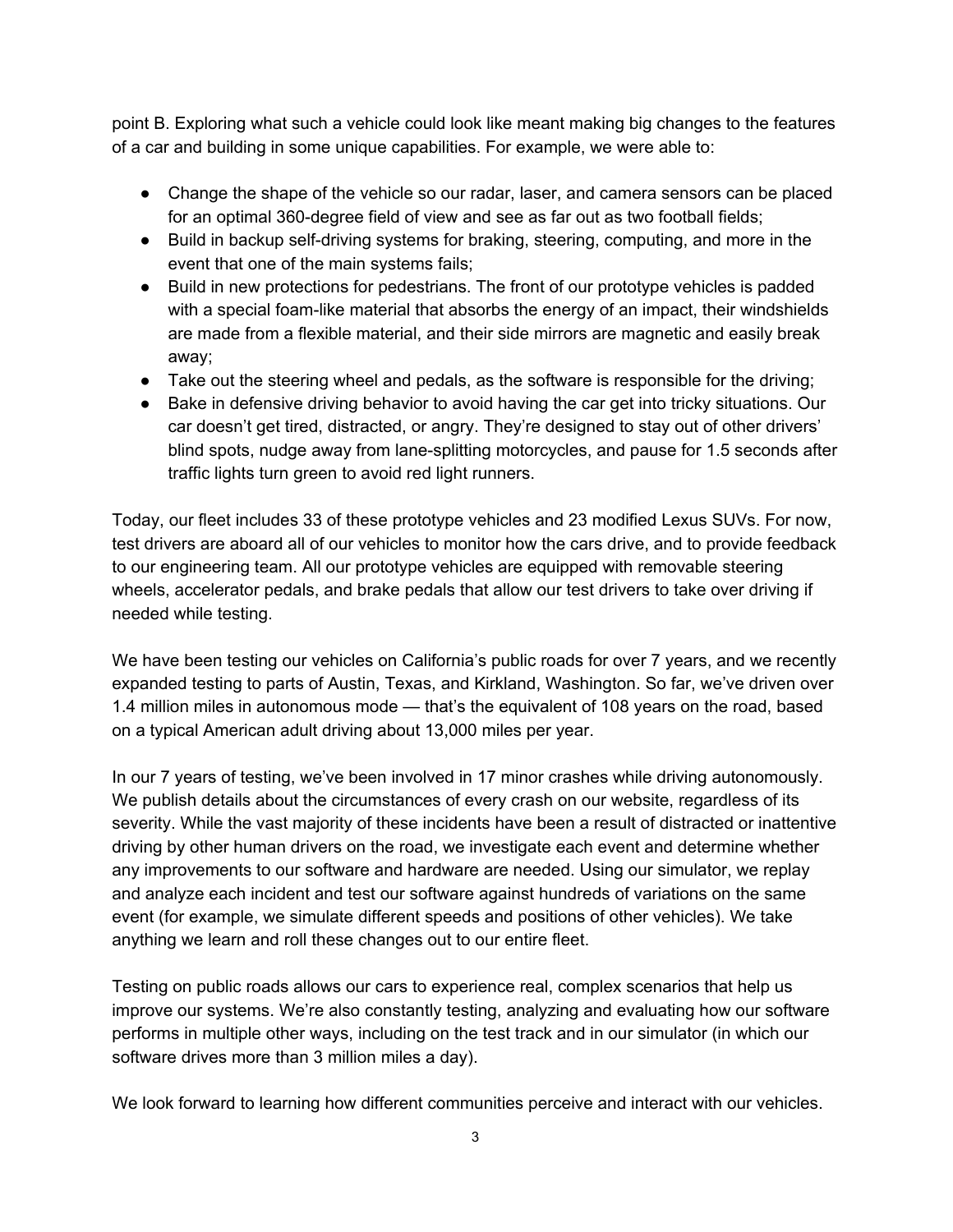point B. Exploring what such a vehicle could look like meant making big changes to the features of a car and building in some unique capabilities. For example, we were able to:

- Change the shape of the vehicle so our radar, laser, and camera sensors can be placed for an optimal 360-degree field of view and see as far out as two football fields;
- Build in backup self-driving systems for braking, steering, computing, and more in the event that one of the main systems fails;
- Build in new protections for pedestrians. The front of our prototype vehicles is padded with a special foam-like material that absorbs the energy of an impact, their windshields are made from a flexible material, and their side mirrors are magnetic and easily break away;
- Take out the steering wheel and pedals, as the software is responsible for the driving;
- Bake in defensive driving behavior to avoid having the car get into tricky situations. Our car doesn't get tired, distracted, or angry. They're designed to stay out of other drivers' blind spots, nudge away from lane-splitting motorcycles, and pause for 1.5 seconds after traffic lights turn green to avoid red light runners.

Today, our fleet includes 33 of these prototype vehicles and 23 modified Lexus SUVs. For now, test drivers are aboard all of our vehicles to monitor how the cars drive, and to provide feedback to our engineering team. All our prototype vehicles are equipped with removable steering wheels, accelerator pedals, and brake pedals that allow our test drivers to take over driving if needed while testing.

We have been testing our vehicles on California's public roads for over 7 years, and we recently expanded testing to parts of Austin, Texas, and Kirkland, Washington. So far, we've driven over 1.4 million miles in autonomous mode — that's the equivalent of 108 years on the road, based on a typical American adult driving about 13,000 miles per year.

In our 7 years of testing, we've been involved in 17 minor crashes while driving autonomously. We publish details about the circumstances of every crash on our website, regardless of its severity. While the vast majority of these incidents have been a result of distracted or inattentive driving by other human drivers on the road, we investigate each event and determine whether any improvements to our software and hardware are needed. Using our simulator, we replay and analyze each incident and test our software against hundreds of variations on the same event (for example, we simulate different speeds and positions of other vehicles). We take anything we learn and roll these changes out to our entire fleet.

Testing on public roads allows our cars to experience real, complex scenarios that help us improve our systems. We're also constantly testing, analyzing and evaluating how our software performs in multiple other ways, including on the test track and in our simulator (in which our software drives more than 3 million miles a day).

We look forward to learning how different communities perceive and interact with our vehicles.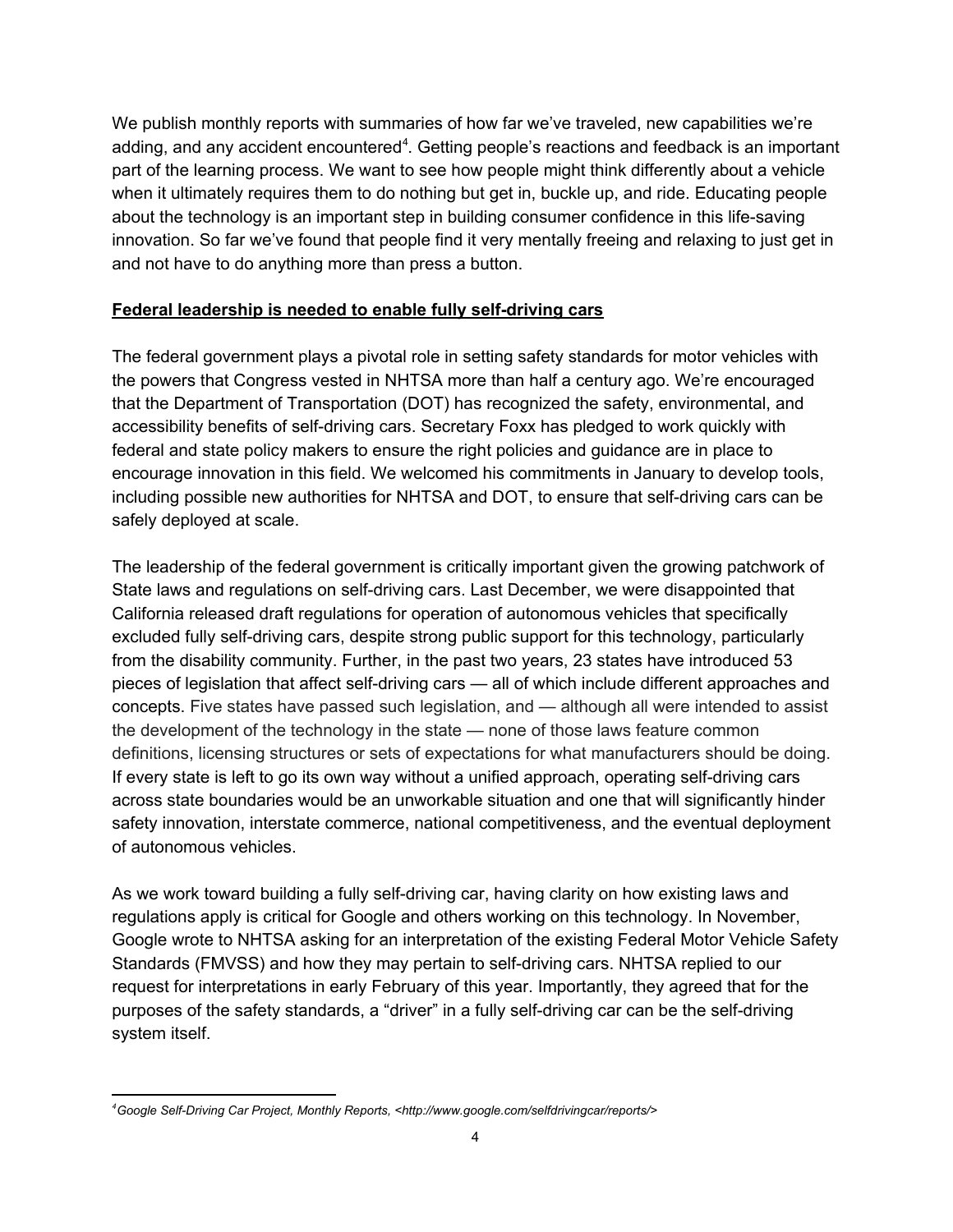We publish monthly reports with summaries of how far we've traveled, new capabilities we're adding, and any accident encountered[4]. Getting people's reactions and feedback is an important part of the learning process. We want to see how people might think differently about a vehicle when it ultimately requires them to do nothing but get in, buckle up, and ride. Educating people about the technology is an important step in building consumer confidence in this life-saving innovation. So far we've found that people find it very mentally freeing and relaxing to just get in and not have to do anything more than press a button.

**Federal leadership is needed to enable fully self-driving cars**

The federal government plays a pivotal role in setting safety standards for motor vehicles with the powers that Congress vested in NHTSA more than half a century ago. We're encouraged that the Department of Transportation (DOT) has recognized the safety, environmental, and accessibility benefits of self-driving cars. Secretary Foxx has pledged to work quickly with federal and state policy makers to ensure the right policies and guidance are in place to encourage innovation in this field. We welcomed his commitments in January to develop tools, including possible new authorities for NHTSA and DOT, to ensure that self-driving cars can be safely deployed at scale.

The leadership of the federal government is critically important given the growing patchwork of State laws and regulations on self-driving cars. Last December, we were disappointed that California released draft regulations for operation of autonomous vehicles that specifically excluded fully self-driving cars, despite strong public support for this technology, particularly from the disability community. Further, in the past two years, 23 states have introduced 53 pieces of legislation that affect self-driving cars — all of which include different approaches and concepts. Five states have passed such legislation, and — although all were intended to assist the development of the technology in the state — none of those laws feature common definitions, licensing structures or sets of expectations for what manufacturers should be doing. If every state is left to go its own way without a unified approach, operating self-driving cars across state boundaries would be an unworkable situation and one that will significantly hinder safety innovation, interstate commerce, national competitiveness, and the eventual deployment of autonomous vehicles.

As we work toward building a fully self-driving car, having clarity on how existing laws and regulations apply is critical for Google and others working on this technology. In November, Google wrote to NHTSA asking for an interpretation of the existing Federal Motor Vehicle Safety Standards (FMVSS) and how they may pertain to self-driving cars. NHTSA replied to our request for interpretations in early February of this year. Importantly, they agreed that for the purposes of the safety standards, a "driver" in a fully self-driving car can be the self-driving system itself.

---

[4] *Google Self-Driving Car Project, Monthly Reports, <http://www.google.com/selfdrivingcar/reports/>*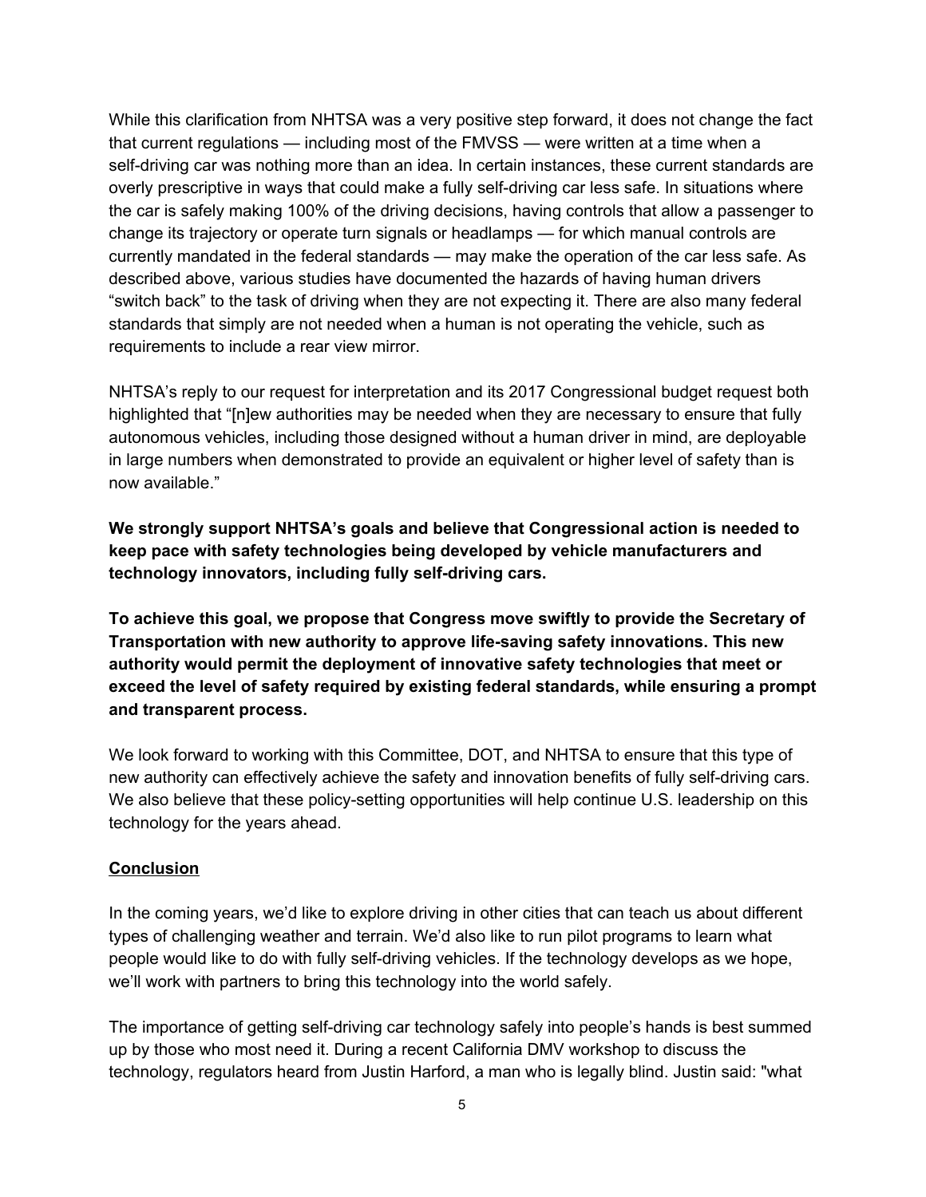While this clarification from NHTSA was a very positive step forward, it does not change the fact that current regulations — including most of the FMVSS — were written at a time when a self-driving car was nothing more than an idea. In certain instances, these current standards are overly prescriptive in ways that could make a fully self-driving car less safe. In situations where the car is safely making 100% of the driving decisions, having controls that allow a passenger to change its trajectory or operate turn signals or headlamps — for which manual controls are currently mandated in the federal standards — may make the operation of the car less safe. As described above, various studies have documented the hazards of having human drivers "switch back" to the task of driving when they are not expecting it. There are also many federal standards that simply are not needed when a human is not operating the vehicle, such as requirements to include a rear view mirror.

NHTSA's reply to our request for interpretation and its 2017 Congressional budget request both highlighted that "[n]ew authorities may be needed when they are necessary to ensure that fully autonomous vehicles, including those designed without a human driver in mind, are deployable in large numbers when demonstrated to provide an equivalent or higher level of safety than is now available."

**We strongly support NHTSA's goals and believe that Congressional action is needed to keep pace with safety technologies being developed by vehicle manufacturers and technology innovators, including fully self-driving cars.**

**To achieve this goal, we propose that Congress move swiftly to provide the Secretary of Transportation with new authority to approve life-saving safety innovations. This new authority would permit the deployment of innovative safety technologies that meet or exceed the level of safety required by existing federal standards, while ensuring a prompt and transparent process.**

We look forward to working with this Committee, DOT, and NHTSA to ensure that this type of new authority can effectively achieve the safety and innovation benefits of fully self-driving cars. We also believe that these policy-setting opportunities will help continue U.S. leadership on this technology for the years ahead.

## Conclusion

In the coming years, we'd like to explore driving in other cities that can teach us about different types of challenging weather and terrain. We'd also like to run pilot programs to learn what people would like to do with fully self-driving vehicles. If the technology develops as we hope, we'll work with partners to bring this technology into the world safely.

The importance of getting self-driving car technology safely into people's hands is best summed up by those who most need it. During a recent California DMV workshop to discuss the technology, regulators heard from Justin Harford, a man who is legally blind. Justin said: "what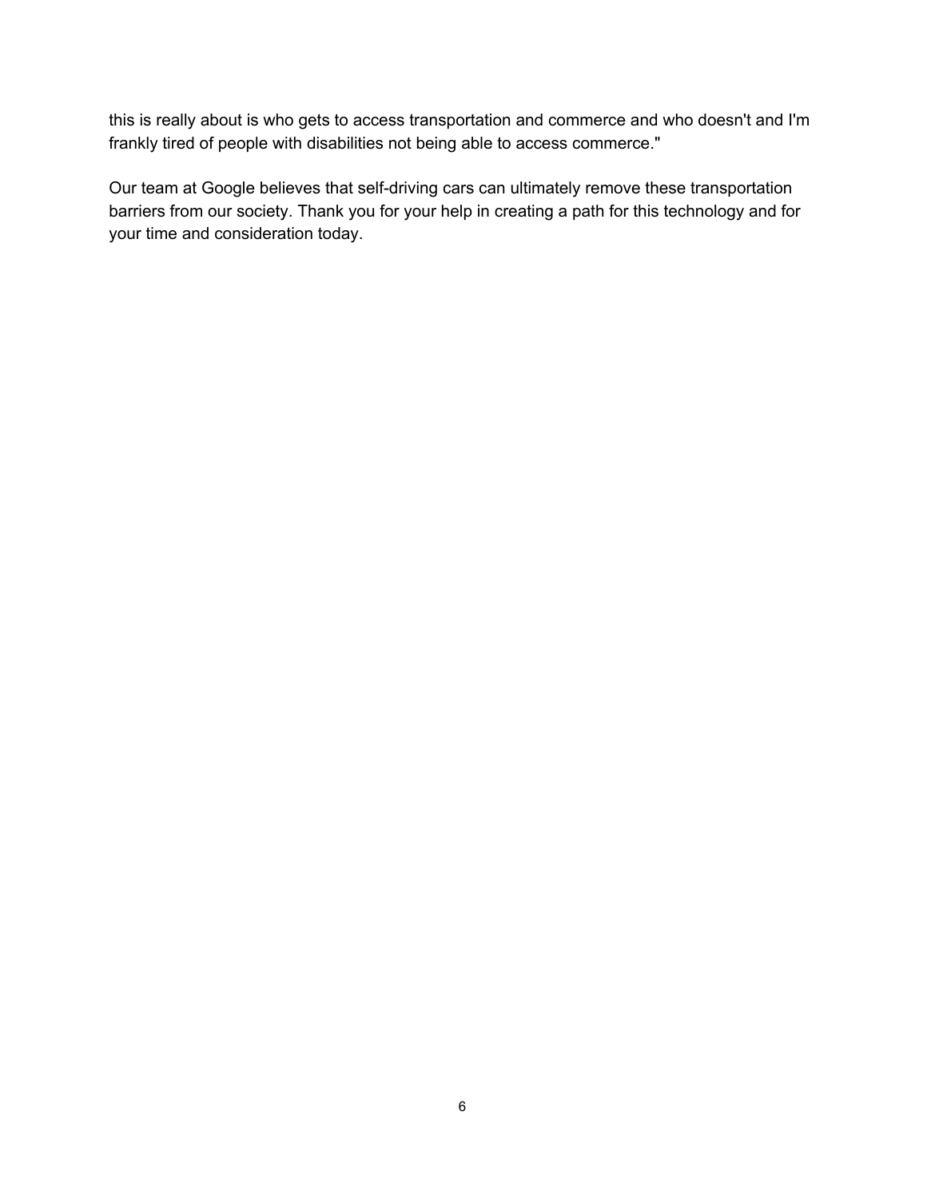this is really about is who gets to access transportation and commerce and who doesn't and I'm frankly tired of people with disabilities not being able to access commerce."

Our team at Google believes that self-driving cars can ultimately remove these transportation barriers from our society. Thank you for your help in creating a path for this technology and for your time and consideration today.